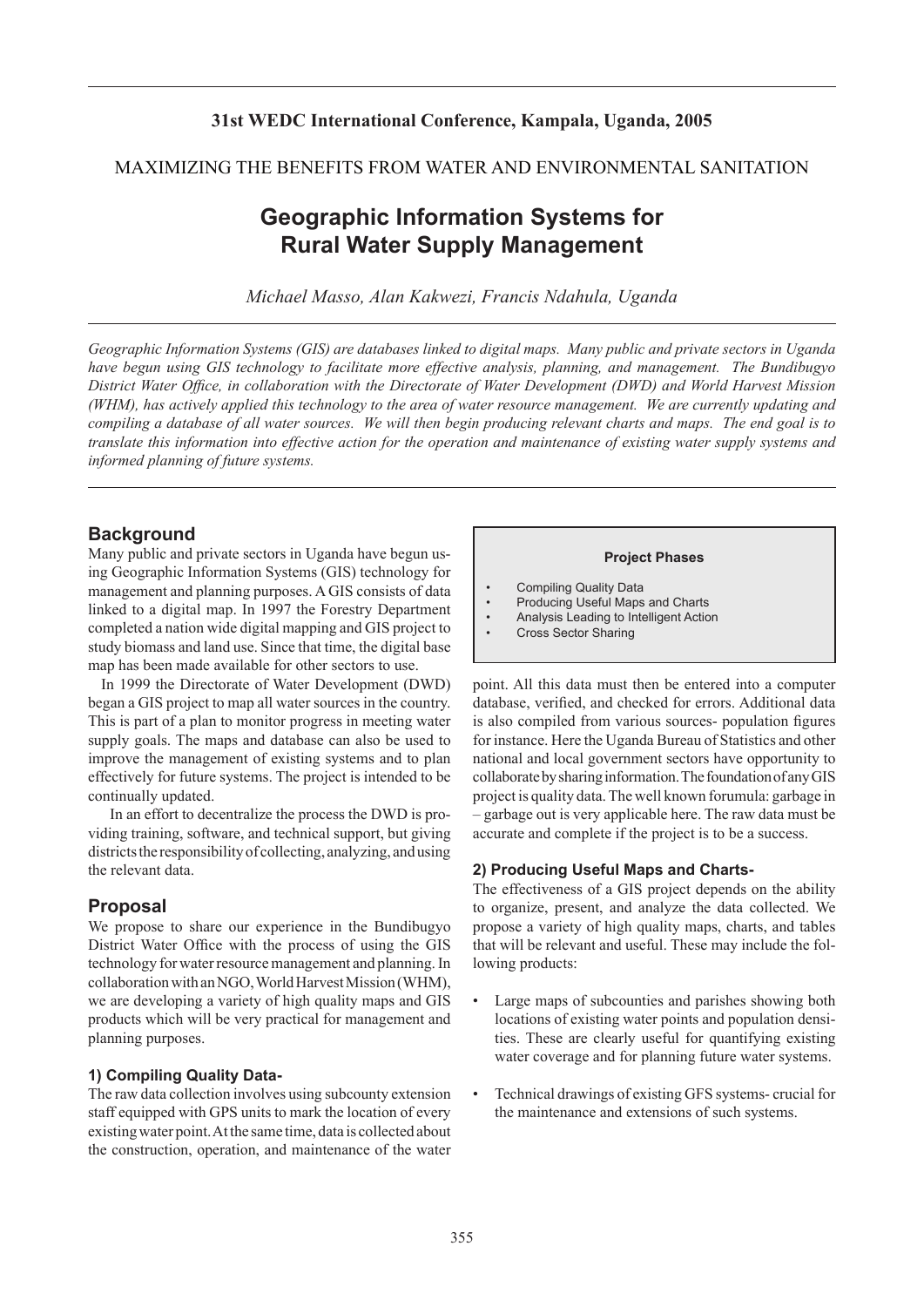**31st WEDC International Conference, Kampala, Uganda, 2005**

MAXIMIZING THE BENEFITS FROM WATER AND ENVIRONMENTAL SANITATION

# Geographic Information Systems for Rural Water Supply Management

*Michael Masso, Alan Kakwezi, Francis Ndahula, Uganda*

*Geographic Information Systems (GIS) are databases linked to digital maps. Many public and private sectors in Uganda have begun using GIS technology to facilitate more effective analysis, planning, and management. The Bundibugyo District Water Office, in collaboration with the Directorate of Water Development (DWD) and World Harvest Mission (WHM), has actively applied this technology to the area of water resource management. We are currently updating and compiling a database of all water sources. We will then begin producing relevant charts and maps. The end goal is to translate this information into effective action for the operation and maintenance of existing water supply systems and informed planning of future systems.*

## Background

Many public and private sectors in Uganda have begun using Geographic Information Systems (GIS) technology for management and planning purposes. A GIS consists of data linked to a digital map. In 1997 the Forestry Department completed a nation wide digital mapping and GIS project to study biomass and land use. Since that time, the digital base map has been made available for other sectors to use.

In 1999 the Directorate of Water Development (DWD) began a GIS project to map all water sources in the country. This is part of a plan to monitor progress in meeting water supply goals. The maps and database can also be used to improve the management of existing systems and to plan effectively for future systems. The project is intended to be continually updated.

In an effort to decentralize the process the DWD is providing training, software, and technical support, but giving districts the responsibility of collecting, analyzing, and using the relevant data.

## Proposal

We propose to share our experience in the Bundibugyo District Water Office with the process of using the GIS technology for water resource management and planning. In collaboration with an NGO, World Harvest Mission (WHM), we are developing a variety of high quality maps and GIS products which will be very practical for management and planning purposes.

**Project Phases**

- Compiling Quality Data
- Producing Useful Maps and Charts
- Analysis Leading to Intelligent Action
- Cross Sector Sharing

### 1) Compiling Quality Data-

The raw data collection involves using subcounty extension staff equipped with GPS units to mark the location of every existing water point. At the same time, data is collected about the construction, operation, and maintenance of the water point. All this data must then be entered into a computer database, verified, and checked for errors. Additional data is also compiled from various sources- population figures for instance. Here the Uganda Bureau of Statistics and other national and local government sectors have opportunity to collaborate by sharing information. The foundation of any GIS project is quality data. The well known forumula: garbage in – garbage out is very applicable here. The raw data must be accurate and complete if the project is to be a success.

### 2) Producing Useful Maps and Charts-

The effectiveness of a GIS project depends on the ability to organize, present, and analyze the data collected. We propose a variety of high quality maps, charts, and tables that will be relevant and useful. These may include the following products:

- Large maps of subcounties and parishes showing both locations of existing water points and population densities. These are clearly useful for quantifying existing water coverage and for planning future water systems.
- Technical drawings of existing GFS systems- crucial for the maintenance and extensions of such systems.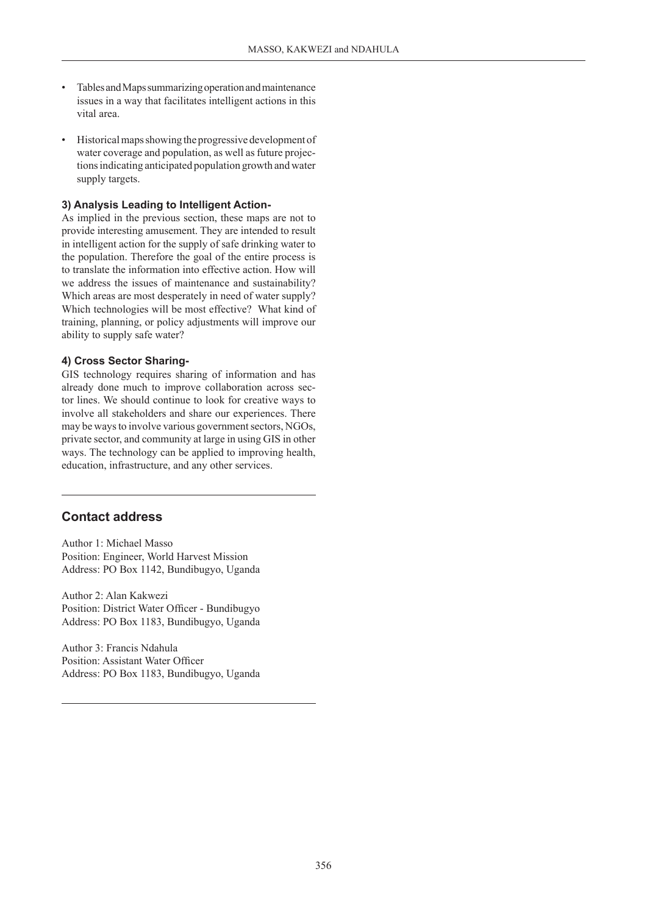- Tables and Maps summarizing operation and maintenance issues in a way that facilitates intelligent actions in this vital area.
- Historical maps showing the progressive development of water coverage and population, as well as future projections indicating anticipated population growth and water supply targets.

**3) Analysis Leading to Intelligent Action-**
As implied in the previous section, these maps are not to provide interesting amusement. They are intended to result in intelligent action for the supply of safe drinking water to the population. Therefore the goal of the entire process is to translate the information into effective action. How will we address the issues of maintenance and sustainability? Which areas are most desperately in need of water supply? Which technologies will be most effective? What kind of training, planning, or policy adjustments will improve our ability to supply safe water?

**4) Cross Sector Sharing-**
GIS technology requires sharing of information and has already done much to improve collaboration across sector lines. We should continue to look for creative ways to involve all stakeholders and share our experiences. There may be ways to involve various government sectors, NGOs, private sector, and community at large in using GIS in other ways. The technology can be applied to improving health, education, infrastructure, and any other services.

## Contact address

Author 1: Michael Masso
Position: Engineer, World Harvest Mission
Address: PO Box 1142, Bundibugyo, Uganda

Author 2: Alan Kakwezi
Position: District Water Officer - Bundibugyo
Address: PO Box 1183, Bundibugyo, Uganda

Author 3: Francis Ndahula
Position: Assistant Water Officer
Address: PO Box 1183, Bundibugyo, Uganda